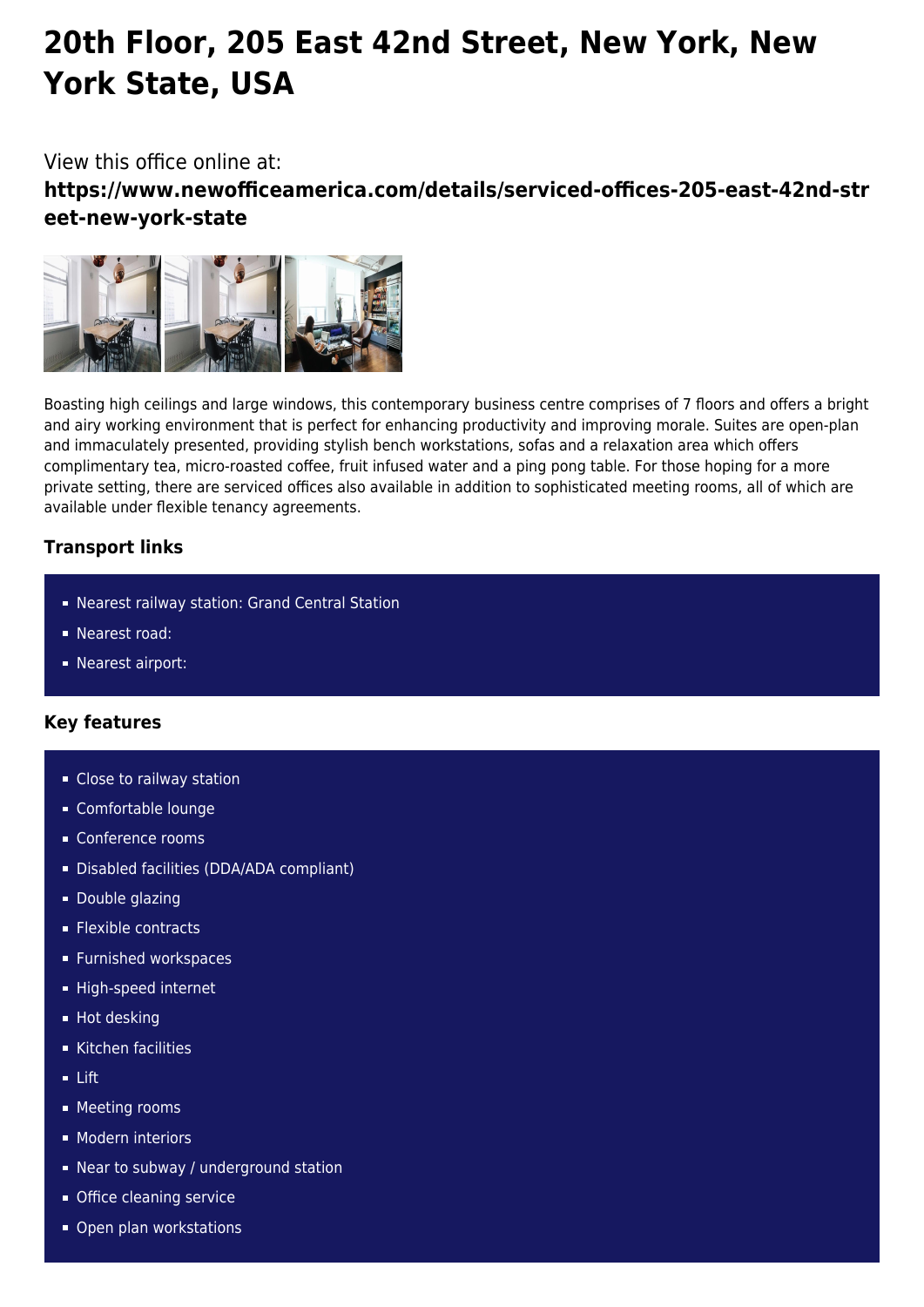# 20th Floor, 205 East 42nd Street, New York, New York State, USA

View this office online at:
**https://www.newofficeamerica.com/details/serviced-offices-205-east-42nd-street-new-york-state**

Boasting high ceilings and large windows, this contemporary business centre comprises of 7 floors and offers a bright and airy working environment that is perfect for enhancing productivity and improving morale. Suites are open-plan and immaculately presented, providing stylish bench workstations, sofas and a relaxation area which offers complimentary tea, micro-roasted coffee, fruit infused water and a ping pong table. For those hoping for a more private setting, there are serviced offices also available in addition to sophisticated meeting rooms, all of which are available under flexible tenancy agreements.

### Transport links

- Nearest railway station: Grand Central Station
- Nearest road:
- Nearest airport:

### Key features

- Close to railway station
- Comfortable lounge
- Conference rooms
- Disabled facilities (DDA/ADA compliant)
- Double glazing
- Flexible contracts
- Furnished workspaces
- High-speed internet
- Hot desking
- Kitchen facilities
- Lift
- Meeting rooms
- Modern interiors
- Near to subway / underground station
- Office cleaning service
- Open plan workstations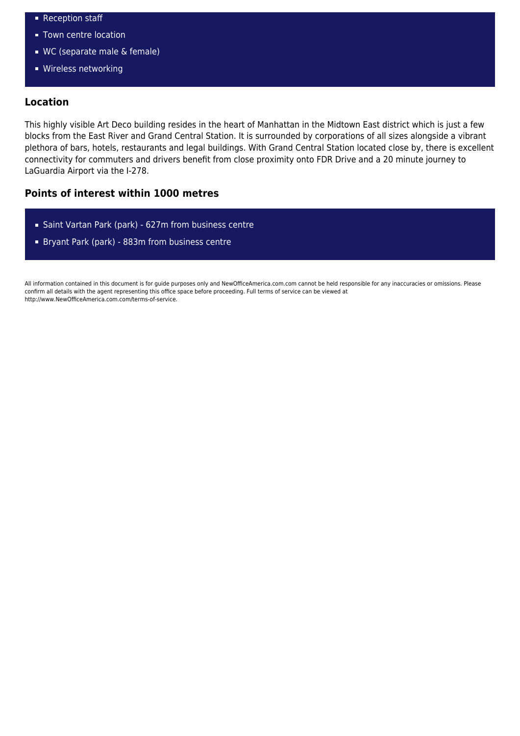- Reception staff
- Town centre location
- WC (separate male & female)
- Wireless networking

## Location

This highly visible Art Deco building resides in the heart of Manhattan in the Midtown East district which is just a few blocks from the East River and Grand Central Station. It is surrounded by corporations of all sizes alongside a vibrant plethora of bars, hotels, restaurants and legal buildings. With Grand Central Station located close by, there is excellent connectivity for commuters and drivers benefit from close proximity onto FDR Drive and a 20 minute journey to LaGuardia Airport via the I-278.

## Points of interest within 1000 metres

- Saint Vartan Park (park) - 627m from business centre
- Bryant Park (park) - 883m from business centre

All information contained in this document is for guide purposes only and NewOfficeAmerica.com.com cannot be held responsible for any inaccuracies or omissions. Please confirm all details with the agent representing this office space before proceeding. Full terms of service can be viewed at http://www.NewOfficeAmerica.com.com/terms-of-service.